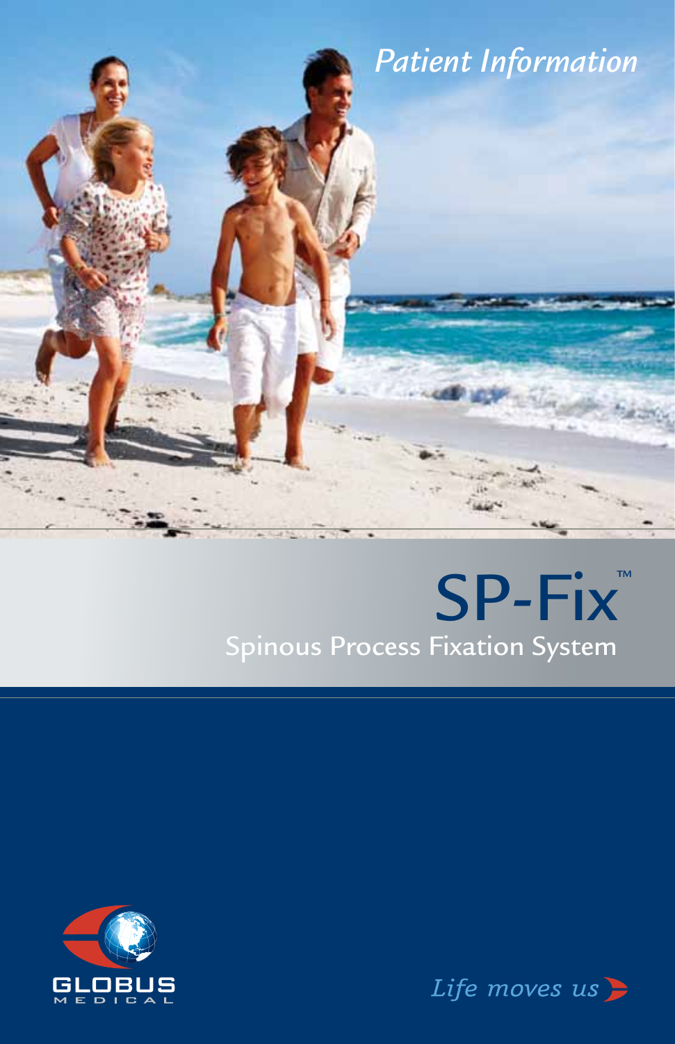*Patient Information*

# SP-Fix™

## Spinous Process Fixation System

GLOBUS MEDICAL

*Life moves us*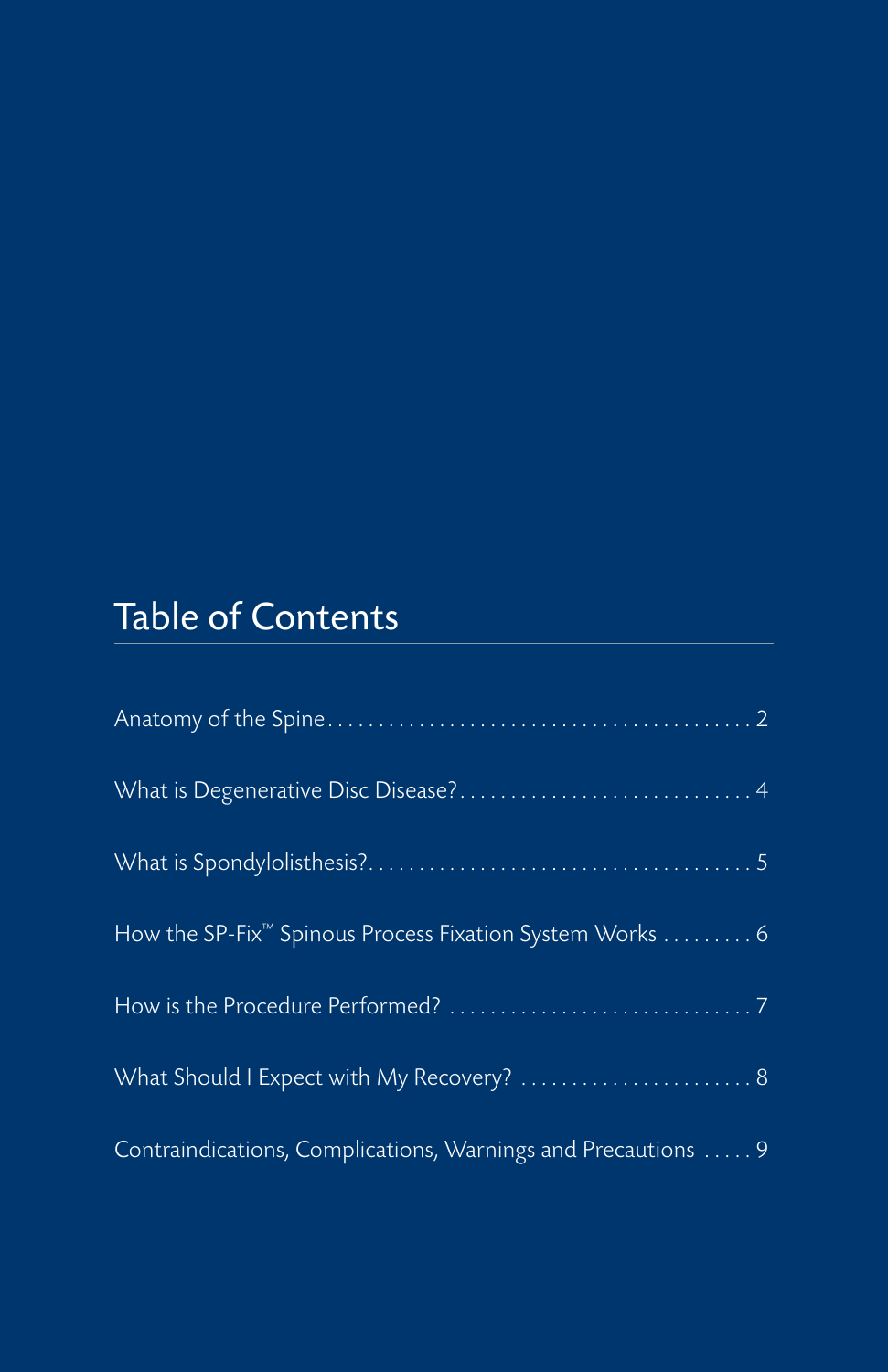## Table of Contents

Anatomy of the Spine . . . . . . . . . . . . . . . . . . . . . . . . . . . . . . . . . . . . . . . . . 2

What is Degenerative Disc Disease? . . . . . . . . . . . . . . . . . . . . . . . . . . . . . 4

What is Spondylolisthesis? . . . . . . . . . . . . . . . . . . . . . . . . . . . . . . . . . . . . . 5

How the SP-Fix™ Spinous Process Fixation System Works . . . . . . . . . 6

How is the Procedure Performed? . . . . . . . . . . . . . . . . . . . . . . . . . . . . . . 7

What Should I Expect with My Recovery? . . . . . . . . . . . . . . . . . . . . . . . 8

Contraindications, Complications, Warnings and Precautions . . . . . 9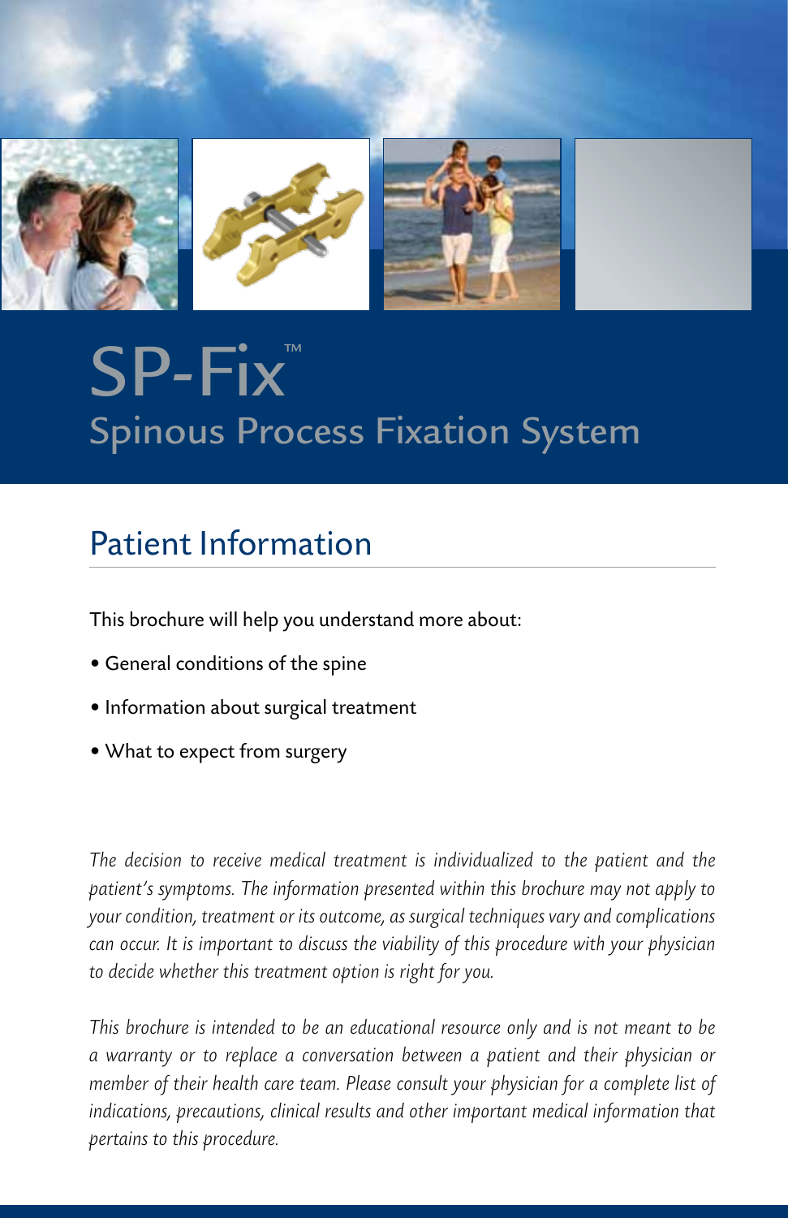# SP-Fix™

## Spinous Process Fixation System

## Patient Information

This brochure will help you understand more about:

- General conditions of the spine
- Information about surgical treatment
- What to expect from surgery

*The decision to receive medical treatment is individualized to the patient and the patient's symptoms. The information presented within this brochure may not apply to your condition, treatment or its outcome, as surgical techniques vary and complications can occur. It is important to discuss the viability of this procedure with your physician to decide whether this treatment option is right for you.*

*This brochure is intended to be an educational resource only and is not meant to be a warranty or to replace a conversation between a patient and their physician or member of their health care team. Please consult your physician for a complete list of indications, precautions, clinical results and other important medical information that pertains to this procedure.*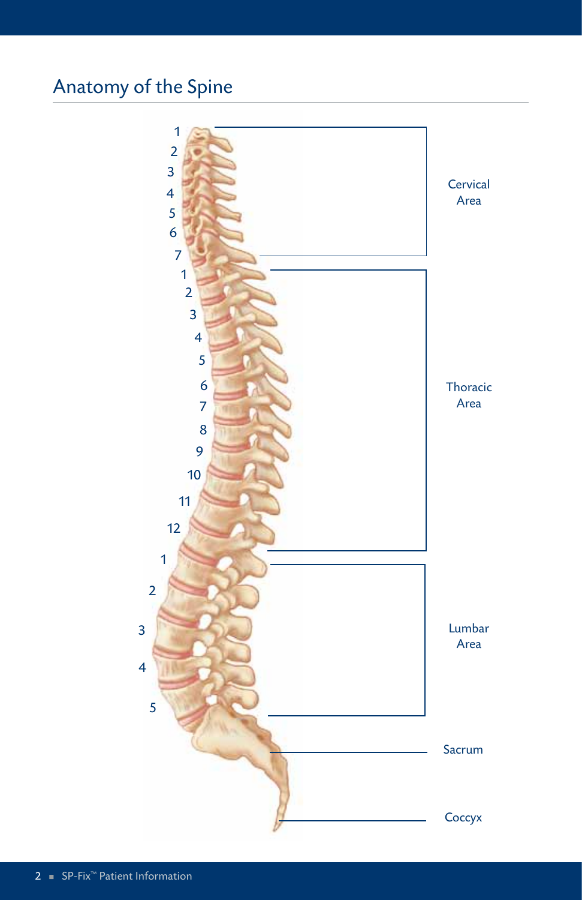# Anatomy of the Spine

Cervical Area: 1, 2, 3, 4, 5, 6, 7

Thoracic Area: 1, 2, 3, 4, 5, 6, 7, 8, 9, 10, 11, 12

Lumbar Area: 1, 2, 3, 4, 5

Sacrum

Coccyx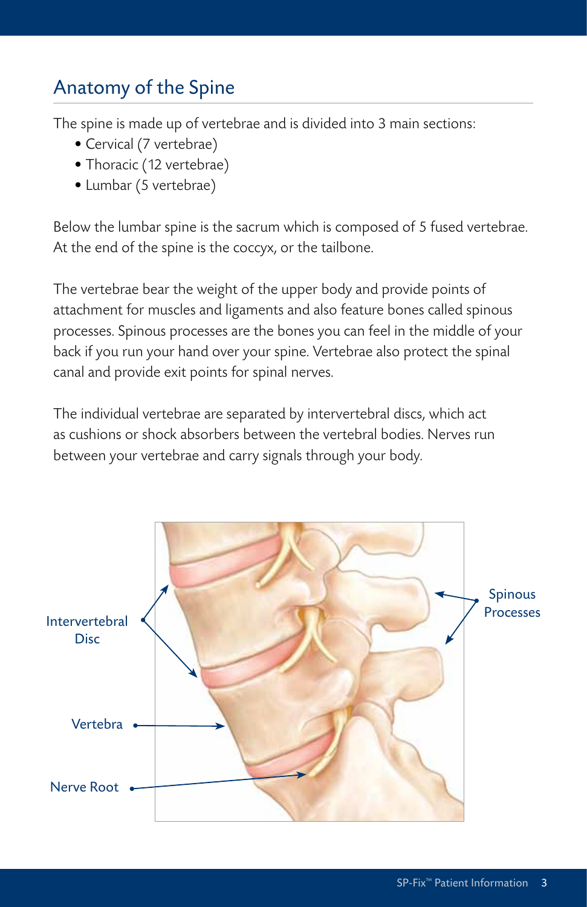## Anatomy of the Spine

The spine is made up of vertebrae and is divided into 3 main sections:

- Cervical (7 vertebrae)
- Thoracic (12 vertebrae)
- Lumbar (5 vertebrae)

Below the lumbar spine is the sacrum which is composed of 5 fused vertebrae. At the end of the spine is the coccyx, or the tailbone.

The vertebrae bear the weight of the upper body and provide points of attachment for muscles and ligaments and also feature bones called spinous processes. Spinous processes are the bones you can feel in the middle of your back if you run your hand over your spine. Vertebrae also protect the spinal canal and provide exit points for spinal nerves.

The individual vertebrae are separated by intervertebral discs, which act as cushions or shock absorbers between the vertebral bodies. Nerves run between your vertebrae and carry signals through your body.

Intervertebral Disc

Vertebra

Nerve Root

Spinous Processes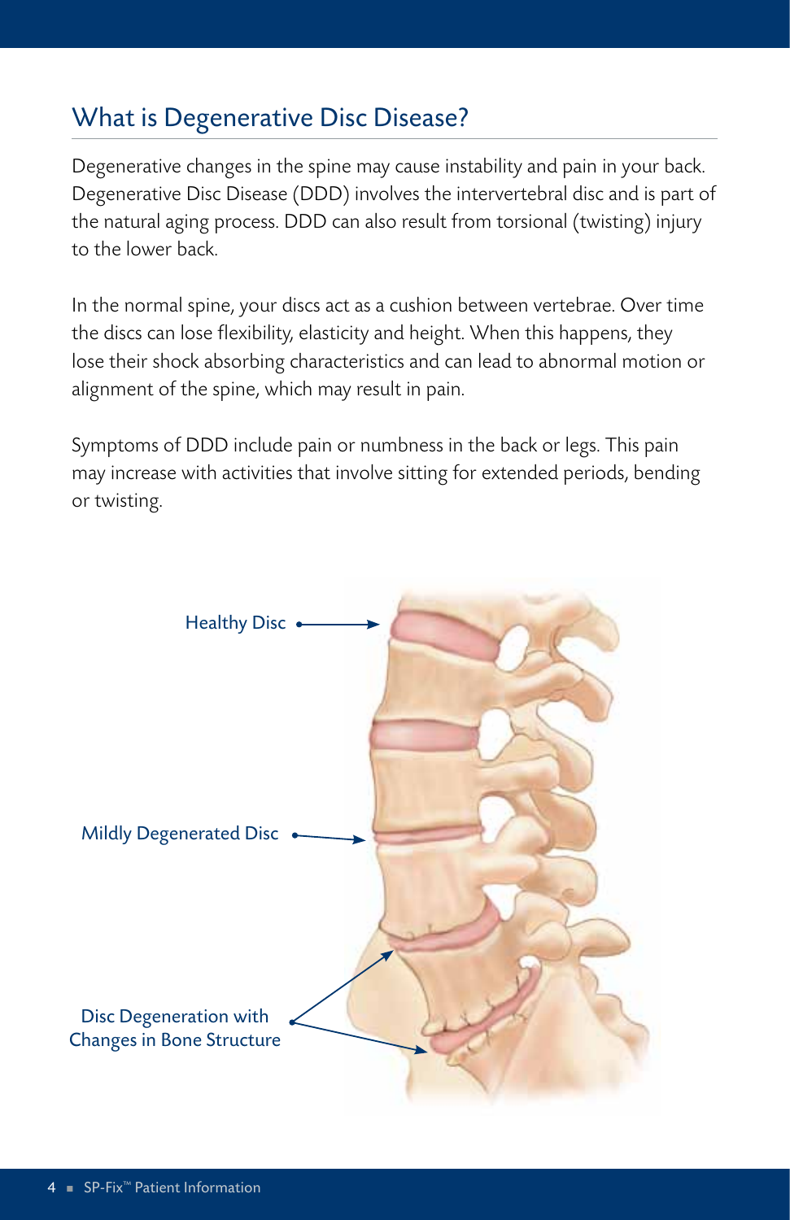## What is Degenerative Disc Disease?

Degenerative changes in the spine may cause instability and pain in your back. Degenerative Disc Disease (DDD) involves the intervertebral disc and is part of the natural aging process. DDD can also result from torsional (twisting) injury to the lower back.

In the normal spine, your discs act as a cushion between vertebrae. Over time the discs can lose flexibility, elasticity and height. When this happens, they lose their shock absorbing characteristics and can lead to abnormal motion or alignment of the spine, which may result in pain.

Symptoms of DDD include pain or numbness in the back or legs. This pain may increase with activities that involve sitting for extended periods, bending or twisting.

Healthy Disc

Mildly Degenerated Disc

Disc Degeneration with Changes in Bone Structure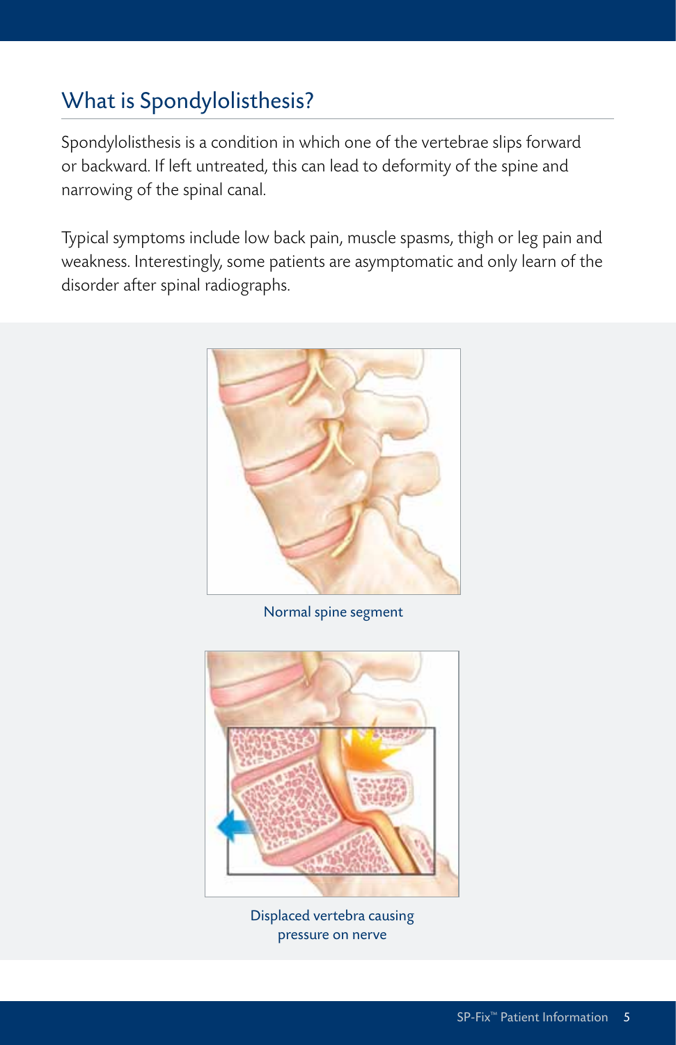## What is Spondylolisthesis?

Spondylolisthesis is a condition in which one of the vertebrae slips forward or backward. If left untreated, this can lead to deformity of the spine and narrowing of the spinal canal.

Typical symptoms include low back pain, muscle spasms, thigh or leg pain and weakness. Interestingly, some patients are asymptomatic and only learn of the disorder after spinal radiographs.

Normal spine segment

Displaced vertebra causing pressure on nerve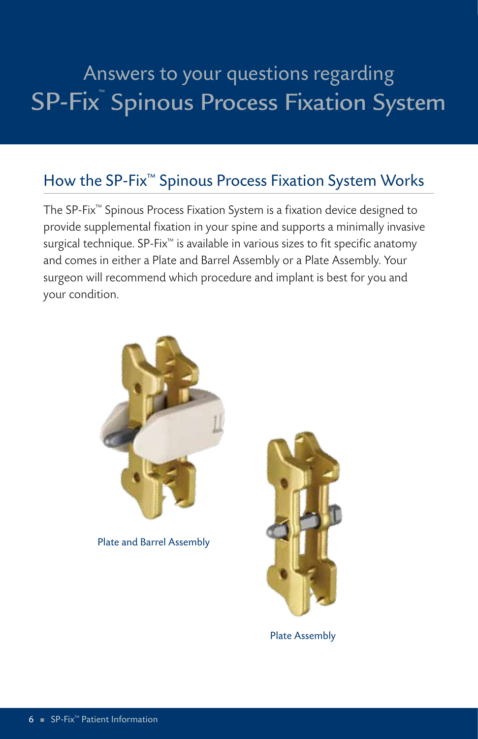# Answers to your questions regarding SP-Fix™ Spinous Process Fixation System

## How the SP-Fix™ Spinous Process Fixation System Works

The SP-Fix™ Spinous Process Fixation System is a fixation device designed to provide supplemental fixation in your spine and supports a minimally invasive surgical technique. SP-Fix™ is available in various sizes to fit specific anatomy and comes in either a Plate and Barrel Assembly or a Plate Assembly. Your surgeon will recommend which procedure and implant is best for you and your condition.

Plate and Barrel Assembly

Plate Assembly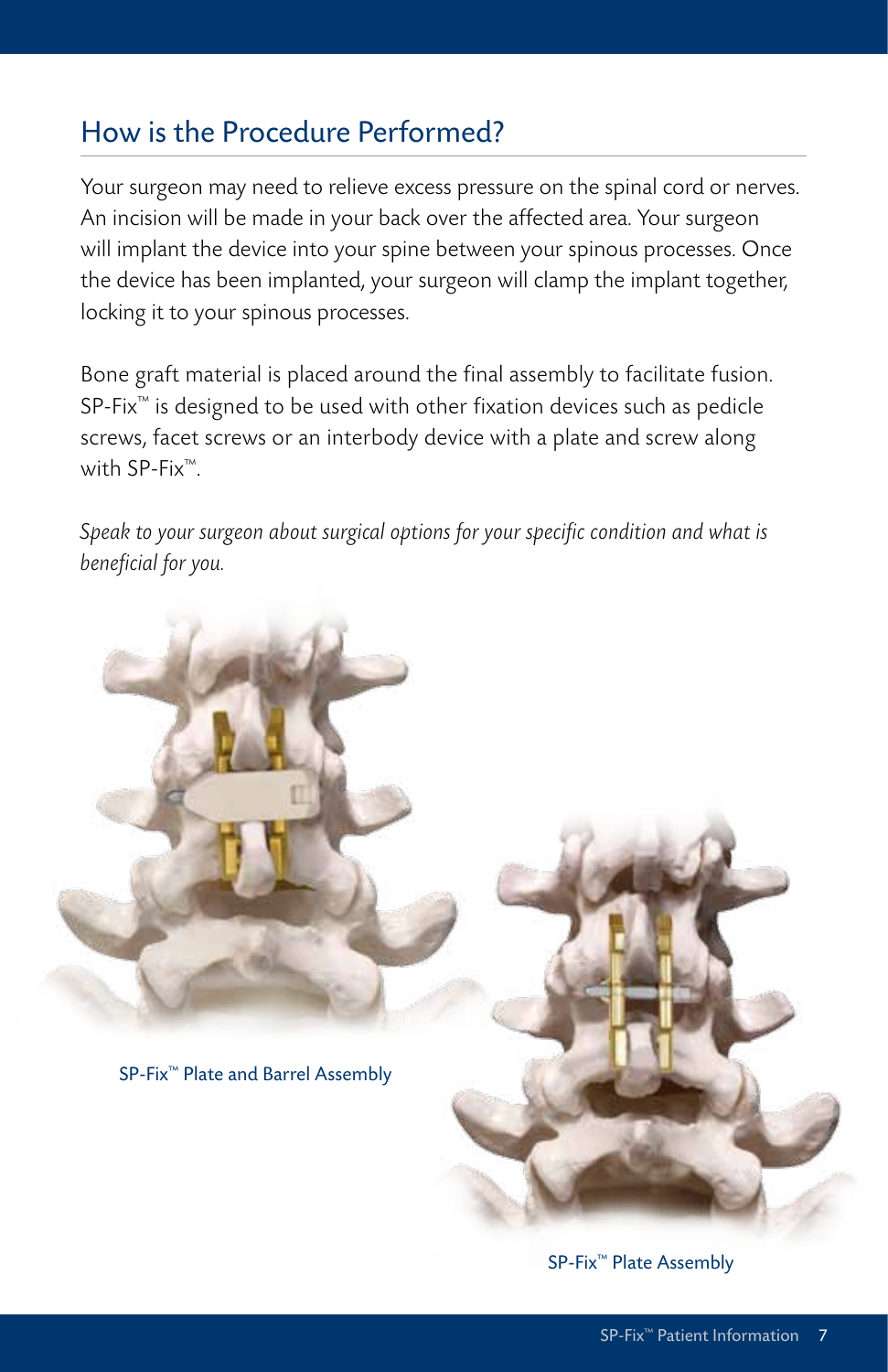## How is the Procedure Performed?

Your surgeon may need to relieve excess pressure on the spinal cord or nerves. An incision will be made in your back over the affected area. Your surgeon will implant the device into your spine between your spinous processes. Once the device has been implanted, your surgeon will clamp the implant together, locking it to your spinous processes.

Bone graft material is placed around the final assembly to facilitate fusion. SP-Fix™ is designed to be used with other fixation devices such as pedicle screws, facet screws or an interbody device with a plate and screw along with SP-Fix™.

*Speak to your surgeon about surgical options for your specific condition and what is beneficial for you.*

SP-Fix™ Plate and Barrel Assembly

SP-Fix™ Plate Assembly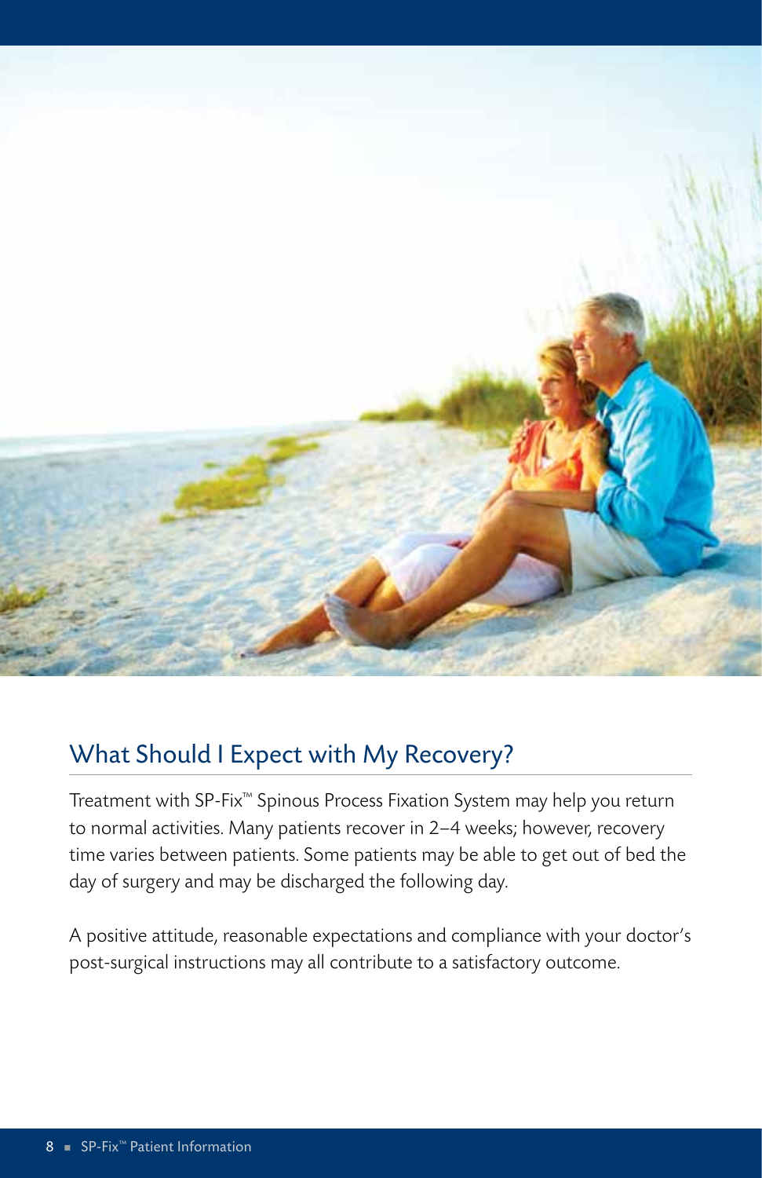## What Should I Expect with My Recovery?

Treatment with SP-Fix™ Spinous Process Fixation System may help you return to normal activities. Many patients recover in 2–4 weeks; however, recovery time varies between patients. Some patients may be able to get out of bed the day of surgery and may be discharged the following day.

A positive attitude, reasonable expectations and compliance with your doctor's post-surgical instructions may all contribute to a satisfactory outcome.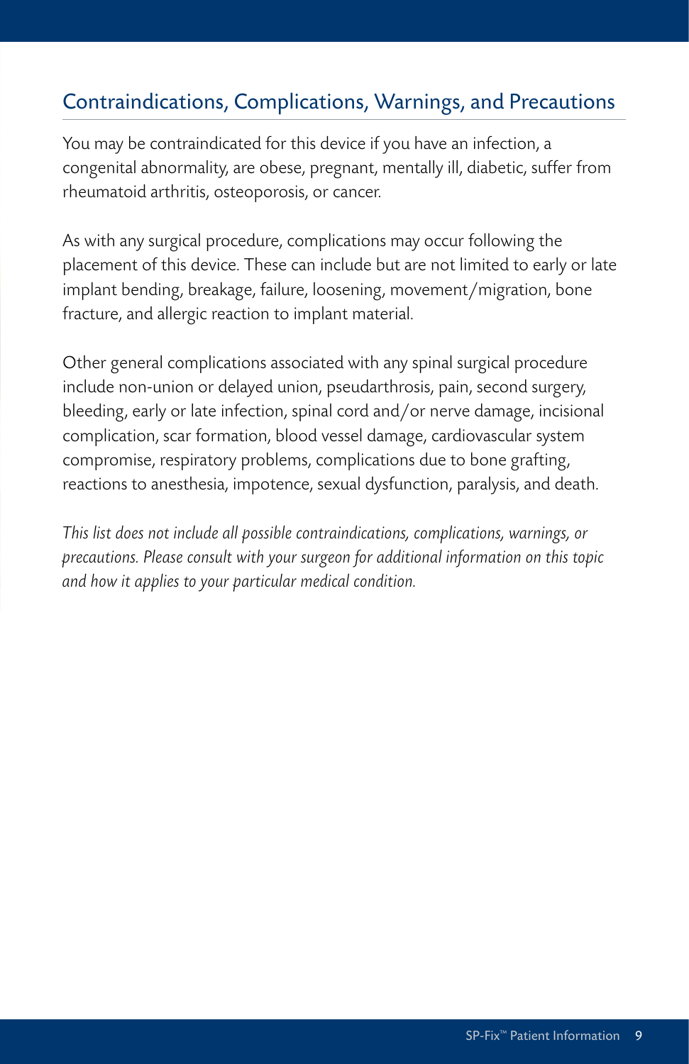## Contraindications, Complications, Warnings, and Precautions

You may be contraindicated for this device if you have an infection, a congenital abnormality, are obese, pregnant, mentally ill, diabetic, suffer from rheumatoid arthritis, osteoporosis, or cancer.

As with any surgical procedure, complications may occur following the placement of this device. These can include but are not limited to early or late implant bending, breakage, failure, loosening, movement/migration, bone fracture, and allergic reaction to implant material.

Other general complications associated with any spinal surgical procedure include non-union or delayed union, pseudarthrosis, pain, second surgery, bleeding, early or late infection, spinal cord and/or nerve damage, incisional complication, scar formation, blood vessel damage, cardiovascular system compromise, respiratory problems, complications due to bone grafting, reactions to anesthesia, impotence, sexual dysfunction, paralysis, and death.

*This list does not include all possible contraindications, complications, warnings, or precautions. Please consult with your surgeon for additional information on this topic and how it applies to your particular medical condition.*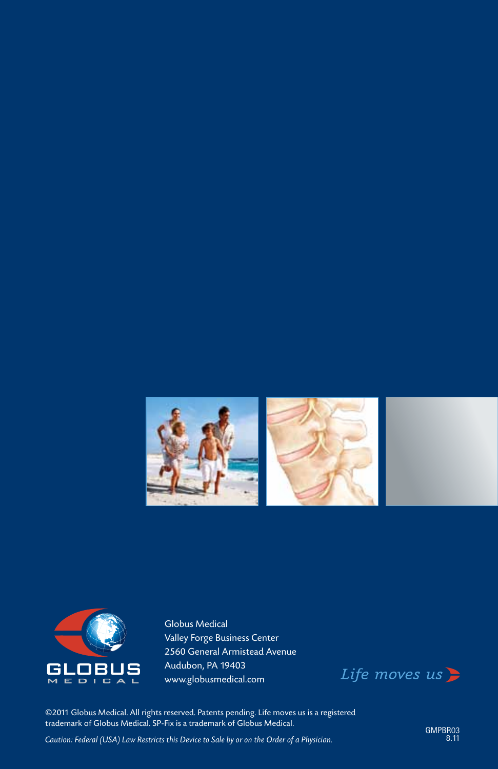GLOBUS
MEDICAL

Globus Medical
Valley Forge Business Center
2560 General Armistead Avenue
Audubon, PA 19403
www.globusmedical.com

*Life moves us*

©2011 Globus Medical. All rights reserved. Patents pending. Life moves us is a registered trademark of Globus Medical. SP-Fix is a trademark of Globus Medical.

*Caution: Federal (USA) Law Restricts this Device to Sale by or on the Order of a Physician.*

GMPBR03
8.11